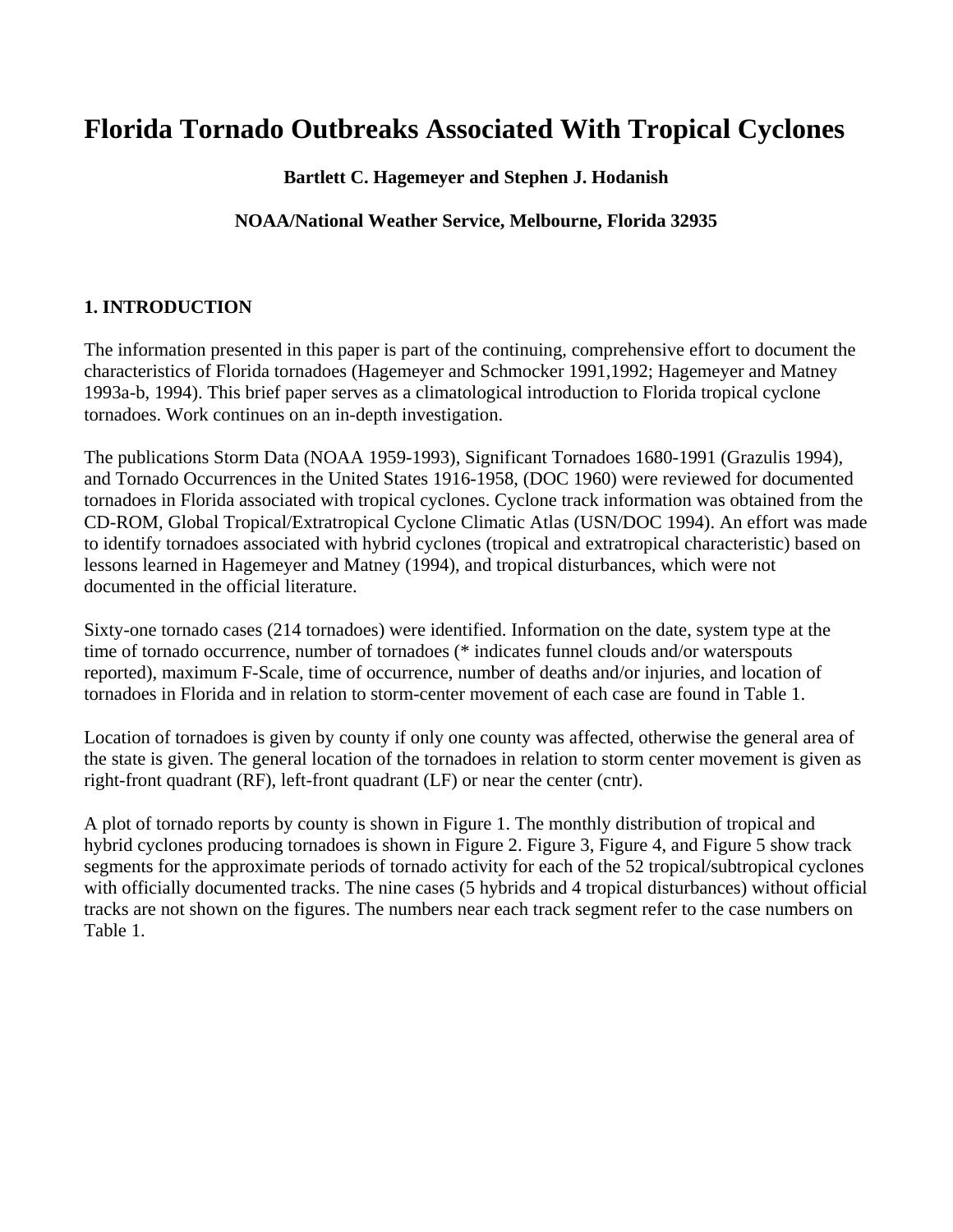# Florida Tornado Outbreaks Associated With Tropical Cyclones

**Bartlett C. Hagemeyer and Stephen J. Hodanish**

**NOAA/National Weather Service, Melbourne, Florida 32935**

## 1. INTRODUCTION

The information presented in this paper is part of the continuing, comprehensive effort to document the characteristics of Florida tornadoes (Hagemeyer and Schmocker 1991,1992; Hagemeyer and Matney 1993a-b, 1994). This brief paper serves as a climatological introduction to Florida tropical cyclone tornadoes. Work continues on an in-depth investigation.

The publications Storm Data (NOAA 1959-1993), Significant Tornadoes 1680-1991 (Grazulis 1994), and Tornado Occurrences in the United States 1916-1958, (DOC 1960) were reviewed for documented tornadoes in Florida associated with tropical cyclones. Cyclone track information was obtained from the CD-ROM, Global Tropical/Extratropical Cyclone Climatic Atlas (USN/DOC 1994). An effort was made to identify tornadoes associated with hybrid cyclones (tropical and extratropical characteristic) based on lessons learned in Hagemeyer and Matney (1994), and tropical disturbances, which were not documented in the official literature.

Sixty-one tornado cases (214 tornadoes) were identified. Information on the date, system type at the time of tornado occurrence, number of tornadoes (* indicates funnel clouds and/or waterspouts reported), maximum F-Scale, time of occurrence, number of deaths and/or injuries, and location of tornadoes in Florida and in relation to storm-center movement of each case are found in Table 1.

Location of tornadoes is given by county if only one county was affected, otherwise the general area of the state is given. The general location of the tornadoes in relation to storm center movement is given as right-front quadrant (RF), left-front quadrant (LF) or near the center (cntr).

A plot of tornado reports by county is shown in Figure 1. The monthly distribution of tropical and hybrid cyclones producing tornadoes is shown in Figure 2. Figure 3, Figure 4, and Figure 5 show track segments for the approximate periods of tornado activity for each of the 52 tropical/subtropical cyclones with officially documented tracks. The nine cases (5 hybrids and 4 tropical disturbances) without official tracks are not shown on the figures. The numbers near each track segment refer to the case numbers on Table 1.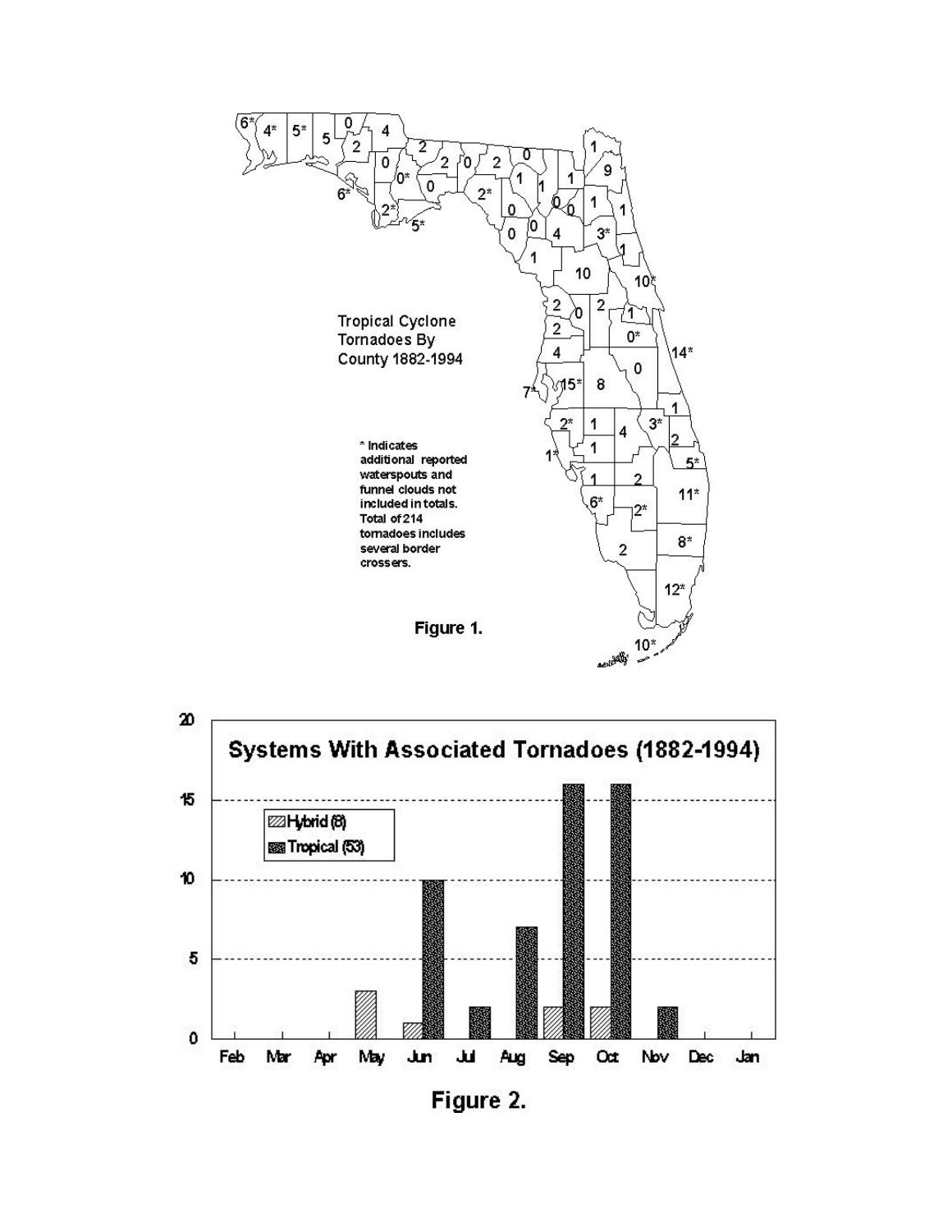Tropical Cyclone Tornadoes By County 1882-1994

* Indicates additional reported waterspouts and funnel clouds not included in totals. Total of 214 tornadoes includes several border crossers.

**Figure 1.**

**Systems With Associated Tornadoes (1882-1994)**

Hybrid (8)

Tropical (53)

**Figure 2.**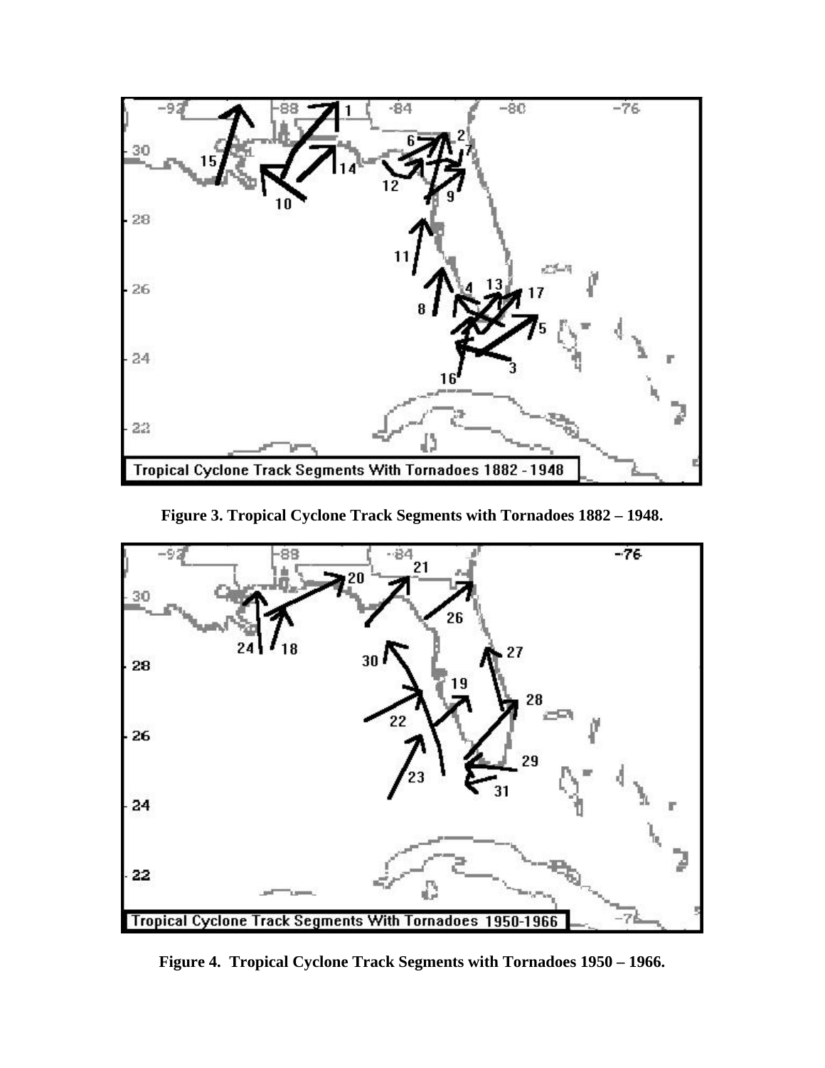**Figure 3. Tropical Cyclone Track Segments with Tornadoes 1882 – 1948.**

**Figure 4. Tropical Cyclone Track Segments with Tornadoes 1950 – 1966.**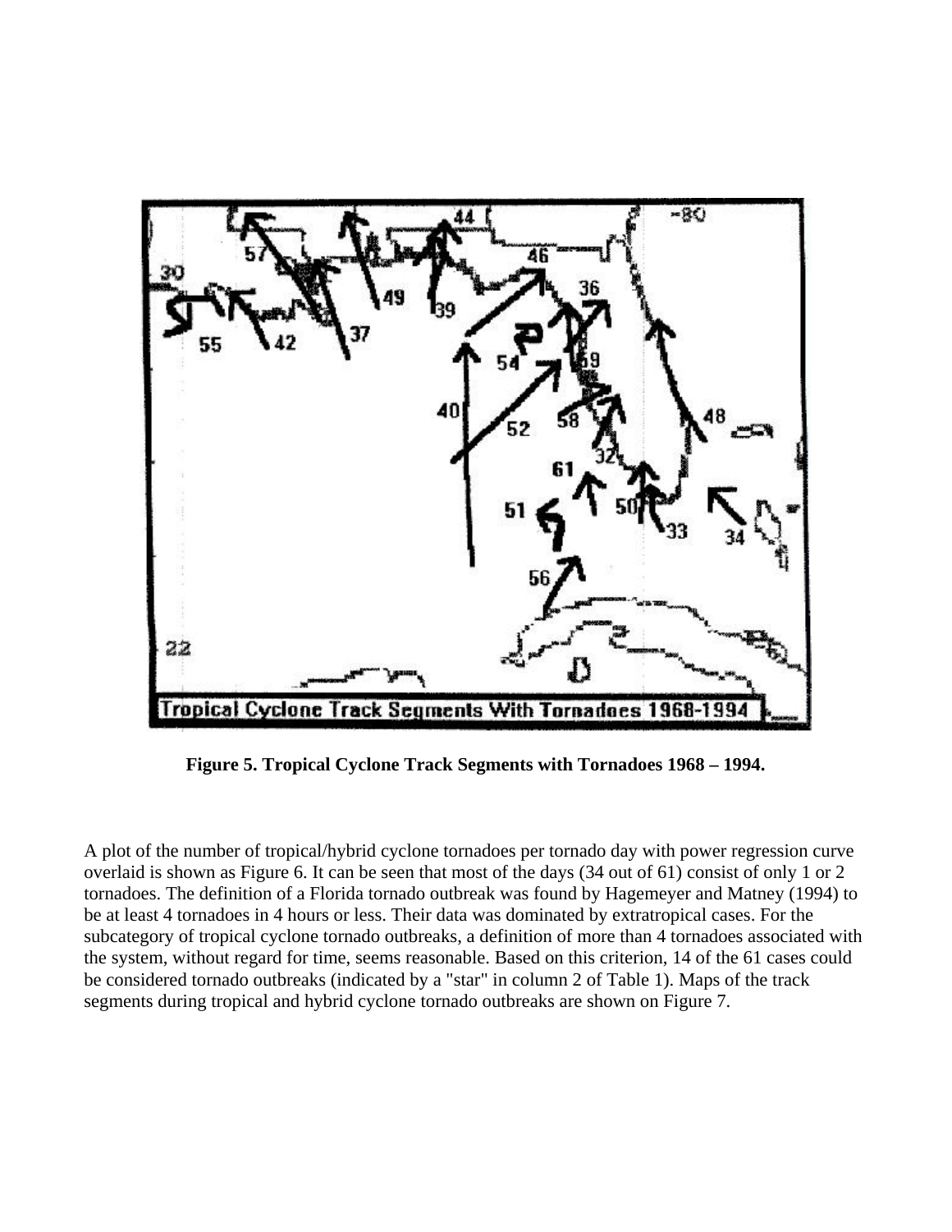**Figure 5. Tropical Cyclone Track Segments with Tornadoes 1968 – 1994.**

A plot of the number of tropical/hybrid cyclone tornadoes per tornado day with power regression curve overlaid is shown as Figure 6. It can be seen that most of the days (34 out of 61) consist of only 1 or 2 tornadoes. The definition of a Florida tornado outbreak was found by Hagemeyer and Matney (1994) to be at least 4 tornadoes in 4 hours or less. Their data was dominated by extratropical cases. For the subcategory of tropical cyclone tornado outbreaks, a definition of more than 4 tornadoes associated with the system, without regard for time, seems reasonable. Based on this criterion, 14 of the 61 cases could be considered tornado outbreaks (indicated by a "star" in column 2 of Table 1). Maps of the track segments during tropical and hybrid cyclone tornado outbreaks are shown on Figure 7.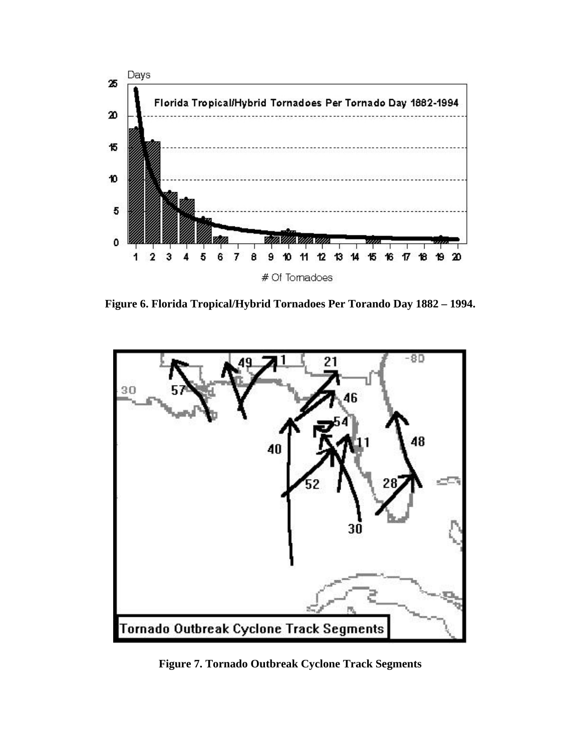**Figure 6. Florida Tropical/Hybrid Tornadoes Per Torando Day 1882 – 1994.**

**Figure 7. Tornado Outbreak Cyclone Track Segments**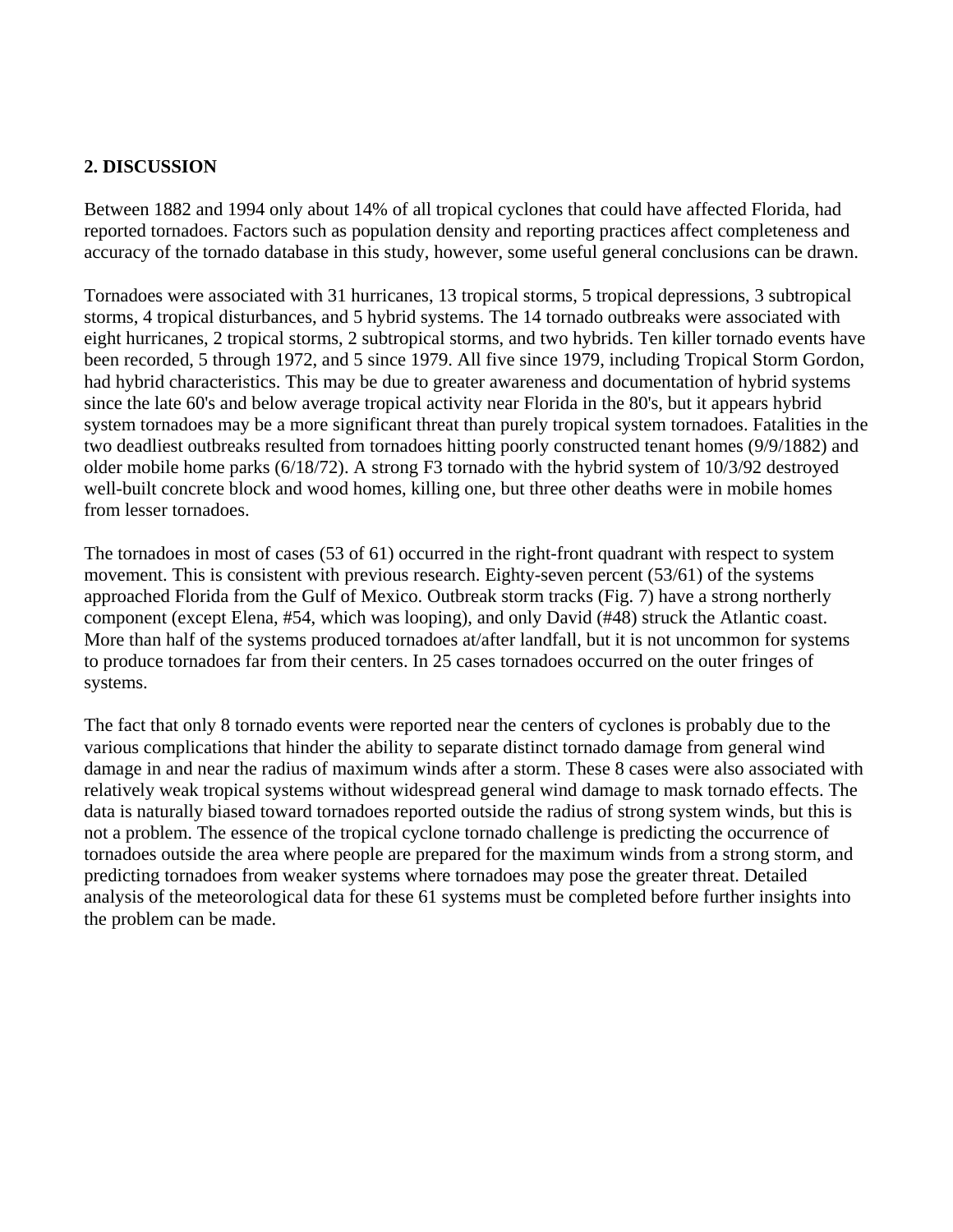## 2. DISCUSSION

Between 1882 and 1994 only about 14% of all tropical cyclones that could have affected Florida, had reported tornadoes. Factors such as population density and reporting practices affect completeness and accuracy of the tornado database in this study, however, some useful general conclusions can be drawn.

Tornadoes were associated with 31 hurricanes, 13 tropical storms, 5 tropical depressions, 3 subtropical storms, 4 tropical disturbances, and 5 hybrid systems. The 14 tornado outbreaks were associated with eight hurricanes, 2 tropical storms, 2 subtropical storms, and two hybrids. Ten killer tornado events have been recorded, 5 through 1972, and 5 since 1979. All five since 1979, including Tropical Storm Gordon, had hybrid characteristics. This may be due to greater awareness and documentation of hybrid systems since the late 60's and below average tropical activity near Florida in the 80's, but it appears hybrid system tornadoes may be a more significant threat than purely tropical system tornadoes. Fatalities in the two deadliest outbreaks resulted from tornadoes hitting poorly constructed tenant homes (9/9/1882) and older mobile home parks (6/18/72). A strong F3 tornado with the hybrid system of 10/3/92 destroyed well-built concrete block and wood homes, killing one, but three other deaths were in mobile homes from lesser tornadoes.

The tornadoes in most of cases (53 of 61) occurred in the right-front quadrant with respect to system movement. This is consistent with previous research. Eighty-seven percent (53/61) of the systems approached Florida from the Gulf of Mexico. Outbreak storm tracks (Fig. 7) have a strong northerly component (except Elena, #54, which was looping), and only David (#48) struck the Atlantic coast. More than half of the systems produced tornadoes at/after landfall, but it is not uncommon for systems to produce tornadoes far from their centers. In 25 cases tornadoes occurred on the outer fringes of systems.

The fact that only 8 tornado events were reported near the centers of cyclones is probably due to the various complications that hinder the ability to separate distinct tornado damage from general wind damage in and near the radius of maximum winds after a storm. These 8 cases were also associated with relatively weak tropical systems without widespread general wind damage to mask tornado effects. The data is naturally biased toward tornadoes reported outside the radius of strong system winds, but this is not a problem. The essence of the tropical cyclone tornado challenge is predicting the occurrence of tornadoes outside the area where people are prepared for the maximum winds from a strong storm, and predicting tornadoes from weaker systems where tornadoes may pose the greater threat. Detailed analysis of the meteorological data for these 61 systems must be completed before further insights into the problem can be made.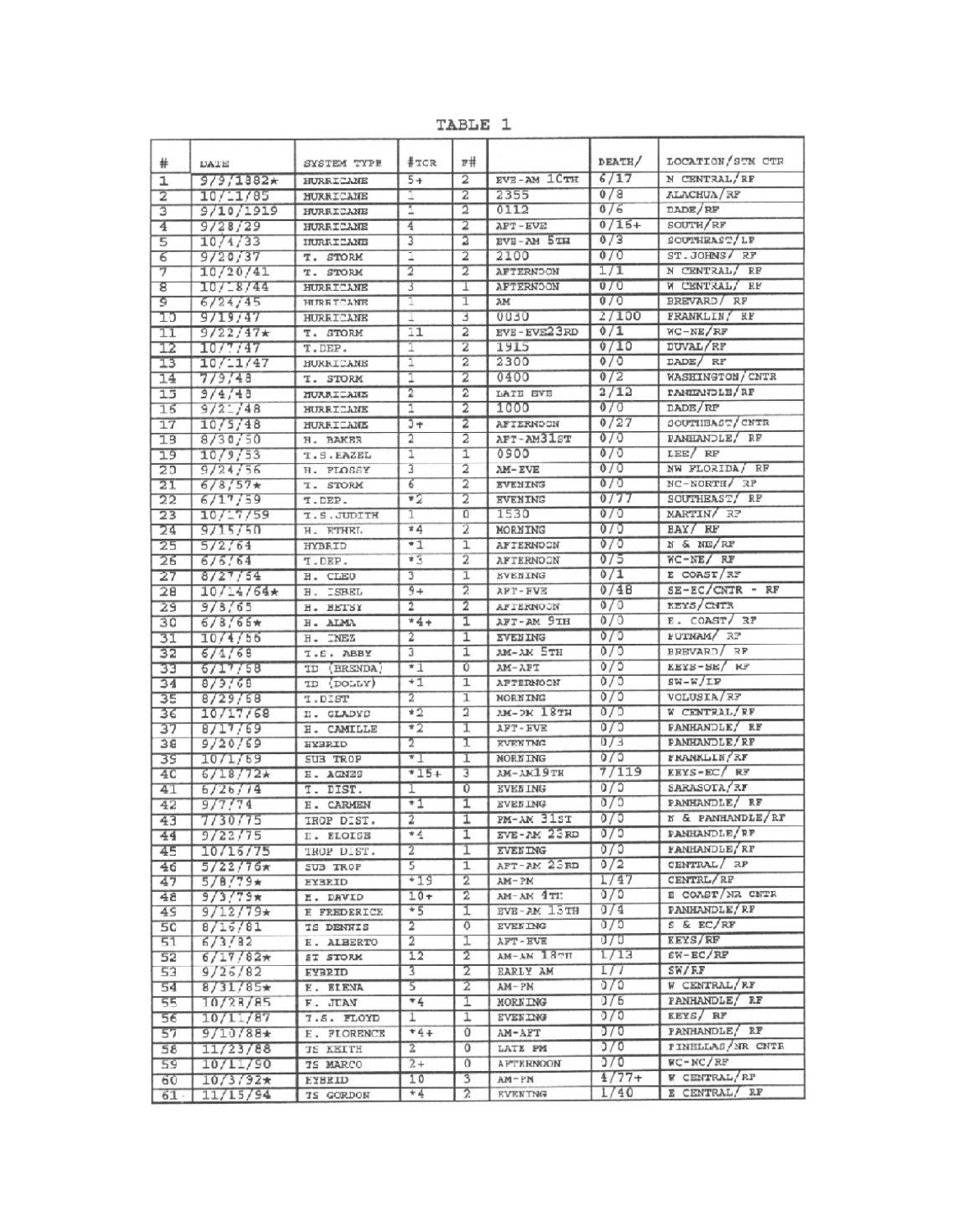# TABLE 1

| # | DATE | SYSTEM TYPE | #TCR | F# | | DEATH/ | LOCATION/STM CTR |
|---|---|---|---|---|---|---|---|
| 1 | 9/9/1882* | HURRICANE | 5+ | 2 | EVE-AM 10TH | 6/17 | N CENTRAL/RF |
| 2 | 10/11/85 | HURRICANE | 1 | 2 | 2355 | 0/8 | ALACHUA/RF |
| 3 | 9/10/1919 | HURRICANE | 1 | 2 | 0112 | 0/6 | DADE/RF |
| 4 | 9/28/29 | HURRICANE | 4 | 2 | AFT-EVE | 0/15+ | SOUTH/RF |
| 5 | 10/4/33 | HURRICANE | 3 | 2 | EVE-AM 5TH | 0/3 | SOUTHEAST/LF |
| 6 | 9/20/37 | T. STORM | 1 | 2 | 2100 | 0/0 | ST.JOHNS/ RF |
| 7 | 10/20/41 | T. STORM | 2 | 2 | AFTERNOON | 1/1 | N CENTRAL/ RF |
| 8 | 10/18/44 | HURRICANE | 3 | 1 | AFTERNOON | 0/0 | W CENTRAL/ RF |
| 9 | 6/24/45 | HURRICANE | 1 | 1 | AM | 0/0 | BREVARD/ RF |
| 10 | 9/19/47 | HURRICANE | 1 | 3 | 0030 | 2/100 | FRANKLIN/ RF |
| 11 | 9/22/47* | T. STORM | 11 | 2 | EVE-EVE23RD | 0/1 | WC-NE/RF |
| 12 | 10/7/47 | T.DEP. | 1 | 2 | 1915 | 0/10 | DUVAL/RF |
| 13 | 10/11/47 | HURRICANE | 1 | 2 | 2300 | 0/0 | DADE/ RF |
| 14 | 7/9/48 | T. STORM | 1 | 2 | 0400 | 0/2 | WASHINGTON/CNTR |
| 15 | 9/4/48 | HURRICANE | 2 | 2 | LATE EVE | 2/12 | PANHANDLE/RF |
| 16 | 9/21/48 | HURRICANE | 1 | 2 | 1000 | 0/0 | DADE/RF |
| 17 | 10/5/48 | HURRICANE | 3+ | 2 | AFTERNOON | 0/27 | SOUTHEAST/CNTR |
| 18 | 8/30/50 | H. BAKER | 2 | 2 | AFT-AM31ST | 0/0 | PANHANDLE/ RF |
| 19 | 10/9/53 | T.S.HAZEL | 1 | 1 | 0900 | 0/0 | LEE/ RF |
| 20 | 9/24/56 | H. FLOSSY | 3 | 2 | AM-EVE | 0/0 | NW FLORIDA/ RF |
| 21 | 6/8/57* | T. STORM | 6 | 2 | EVENING | 0/0 | NC-NORTH/ RF |
| 22 | 6/17/59 | T.DEP. | *2 | 2 | EVENING | 0/77 | SOUTHEAST/ RF |
| 23 | 10/17/59 | T.S.JUDITH | 1 | 0 | 1530 | 0/0 | MARTIN/ RF |
| 24 | 9/15/60 | H. ETHEL | *4 | 2 | MORNING | 0/0 | BAY/ RF |
| 25 | 5/2/64 | HYBRID | *1 | 1 | AFTERNOON | 0/0 | N & NE/RF |
| 26 | 6/6/64 | T.DEP. | *3 | 2 | AFTERNOON | 0/5 | WC-NE/ RF |
| 27 | 8/27/64 | H. CLEO | 3 | 1 | EVENING | 0/1 | E COAST/RF |
| 28 | 10/14/64* | H. ISBEL | 9+ | 2 | AFT-EVE | 0/48 | SE-EC/CNTR - RF |
| 29 | 9/8/65 | H. BETSY | 2 | 2 | AFTERNOON | 0/0 | KEYS/CNTR |
| 30 | 6/8/66* | H. ALMA | *4+ | 1 | AFT-AM 9TH | 0/0 | E. COAST/ RF |
| 31 | 10/4/66 | H. INEZ | 2 | 1 | EVENING | 0/0 | PUTNAM/ RF |
| 32 | 6/4/68 | T.S. ABBY | 3 | 1 | AM-AM 5TH | 0/0 | BREVARD/ RF |
| 33 | 6/17/68 | TD (BRENDA) | *1 | 0 | AM-AFT | 0/0 | KEYS-SE/ RF |
| 34 | 8/9/68 | TD (DOLLY) | *1 | 1 | AFTERNOON | 0/0 | SW-W/LF |
| 35 | 8/29/68 | T.DIST | 2 | 1 | MORNING | 0/0 | VOLUSIA/RF |
| 36 | 10/17/68 | H. GLADYS | *2 | 2 | AM-PM 18TH | 0/0 | W CENTRAL/RF |
| 37 | 8/17/69 | H. CAMILLE | *2 | 1 | AFT-EVE | 0/0 | PANHANDLE/ RF |
| 38 | 9/20/69 | HYBRID | 2 | 1 | EVENING | 0/3 | PANHANDLE/RF |
| 39 | 10/1/69 | SUB TROP | *1 | 1 | MORNING | 0/0 | FRANKLIN/RF |
| 40 | 6/18/72* | H. AGNES | *15+ | 3 | AM-AM19TH | 7/119 | KEYS-EC/ RF |
| 41 | 6/26/74 | T. DIST. | 1 | 0 | EVENING | 0/0 | SARASOTA/RF |
| 42 | 9/7/74 | H. CARMEN | *1 | 1 | EVENING | 0/0 | PANHANDLE/ RF |
| 43 | 7/30/75 | TROP DIST. | 2 | 1 | PM-AM 31ST | 0/0 | N & PANHANDLE/RF |
| 44 | 9/22/75 | H. ELOISE | *4 | 1 | EVE-AM 23RD | 0/0 | PANHANDLE/RF |
| 45 | 10/16/75 | TROP DIST. | 2 | 1 | EVENING | 0/0 | PANHANDLE/RF |
| 46 | 5/22/76* | SUB TROP | 5 | 1 | AFT-AM 23RD | 0/2 | CENTRAL/ RF |
| 47 | 5/8/79* | HYBRID | *19 | 2 | AM-PM | 1/47 | CENTRL/RF |
| 48 | 9/3/79* | H. DAVID | 10+ | 2 | AM-AM 4TH | 0/0 | E COAST/NR CNTR |
| 49 | 9/12/79* | H FREDERICK | *5 | 1 | EVE-AM 13TH | 0/4 | PANHANDLE/RF |
| 50 | 8/16/81 | TS DENNIS | 2 | 0 | EVENING | 0/0 | S & EC/RF |
| 51 | 6/3/82 | H. ALBERTO | 2 | 1 | AFT-EVE | 0/0 | KEYS/RF |
| 52 | 6/17/82* | ST STORM | 12 | 2 | AM-AM 18TH | 1/13 | SW-EC/RF |
| 53 | 9/26/82 | HYBRID | 3 | 2 | EARLY AM | 1/7 | SW/RF |
| 54 | 8/31/85* | H. ELENA | 5 | 2 | AM-PM | 0/0 | W CENTRAL/RF |
| 55 | 10/28/85 | H. JUAN | *4 | 1 | MORNING | 0/6 | PANHANDLE/ RF |
| 56 | 10/11/87 | T.S. FLOYD | 1 | 1 | EVENING | 0/0 | KEYS/ RF |
| 57 | 9/10/88* | H. FLORENCE | *4+ | 0 | AM-AFT | 0/0 | PANHANDLE/ RF |
| 58 | 11/23/88 | TS KEITH | 2 | 0 | LATE PM | 0/0 | PINELLAS/NR CNTR |
| 59 | 10/11/90 | TS MARCO | 2+ | 0 | AFTERNOON | 0/0 | WC-NC/RF |
| 60 | 10/3/92* | HYBRID | 10 | 3 | AM-PM | 4/77+ | W CENTRAL/RF |
| 61 | 11/15/94 | TS GORDON | *4 | 2 | EVENING | 1/40 | E CENTRAL/ RF |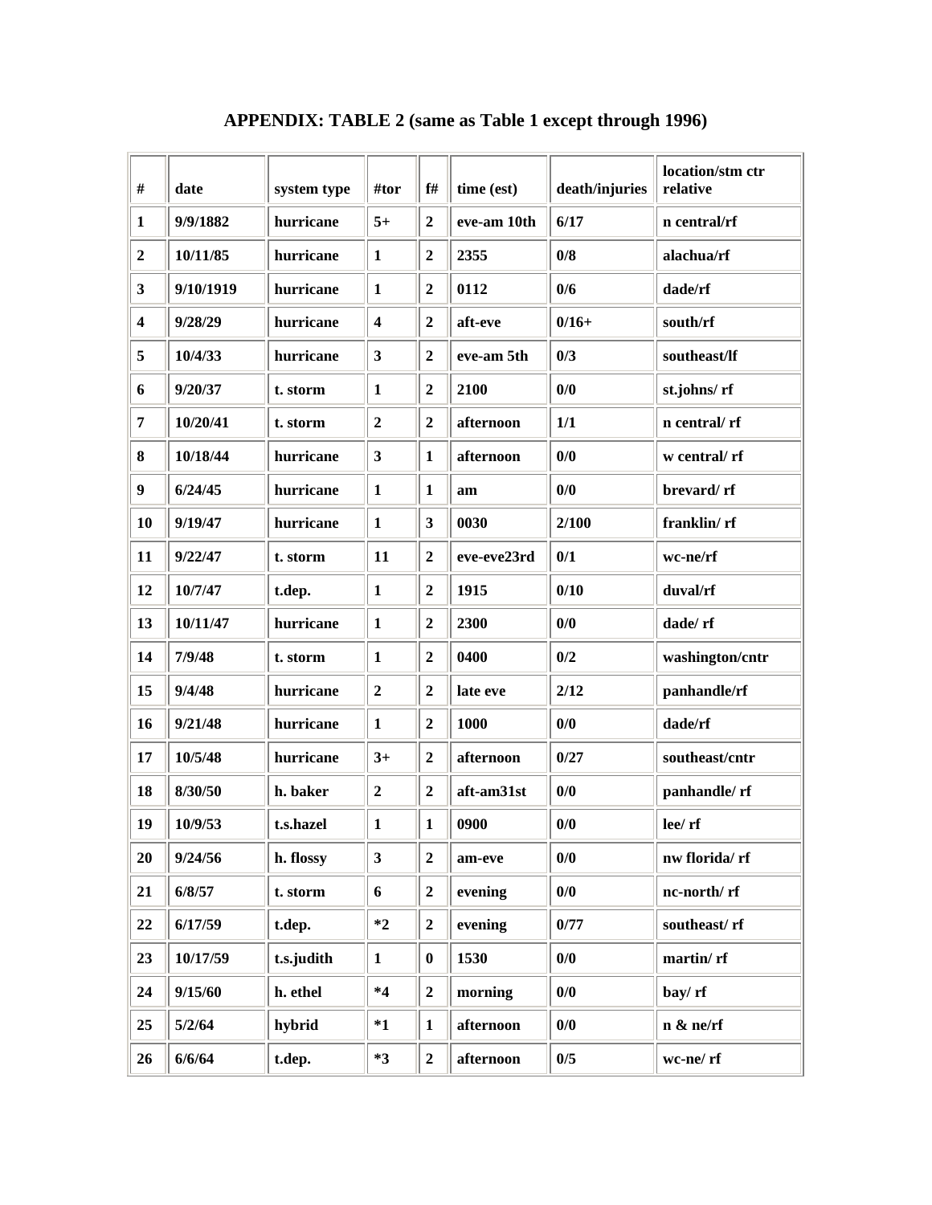## APPENDIX: TABLE 2 (same as Table 1 except through 1996)

| # | date | system type | #tor | f# | time (est) | death/injuries | location/stm ctr relative |
|---|---|---|---|---|---|---|---|
| 1 | 9/9/1882 | hurricane | 5+ | 2 | eve-am 10th | 6/17 | n central/rf |
| 2 | 10/11/85 | hurricane | 1 | 2 | 2355 | 0/8 | alachua/rf |
| 3 | 9/10/1919 | hurricane | 1 | 2 | 0112 | 0/6 | dade/rf |
| 4 | 9/28/29 | hurricane | 4 | 2 | aft-eve | 0/16+ | south/rf |
| 5 | 10/4/33 | hurricane | 3 | 2 | eve-am 5th | 0/3 | southeast/lf |
| 6 | 9/20/37 | t. storm | 1 | 2 | 2100 | 0/0 | st.johns/ rf |
| 7 | 10/20/41 | t. storm | 2 | 2 | afternoon | 1/1 | n central/ rf |
| 8 | 10/18/44 | hurricane | 3 | 1 | afternoon | 0/0 | w central/ rf |
| 9 | 6/24/45 | hurricane | 1 | 1 | am | 0/0 | brevard/ rf |
| 10 | 9/19/47 | hurricane | 1 | 3 | 0030 | 2/100 | franklin/ rf |
| 11 | 9/22/47 | t. storm | 11 | 2 | eve-eve23rd | 0/1 | wc-ne/rf |
| 12 | 10/7/47 | t.dep. | 1 | 2 | 1915 | 0/10 | duval/rf |
| 13 | 10/11/47 | hurricane | 1 | 2 | 2300 | 0/0 | dade/ rf |
| 14 | 7/9/48 | t. storm | 1 | 2 | 0400 | 0/2 | washington/cntr |
| 15 | 9/4/48 | hurricane | 2 | 2 | late eve | 2/12 | panhandle/rf |
| 16 | 9/21/48 | hurricane | 1 | 2 | 1000 | 0/0 | dade/rf |
| 17 | 10/5/48 | hurricane | 3+ | 2 | afternoon | 0/27 | southeast/cntr |
| 18 | 8/30/50 | h. baker | 2 | 2 | aft-am31st | 0/0 | panhandle/ rf |
| 19 | 10/9/53 | t.s.hazel | 1 | 1 | 0900 | 0/0 | lee/ rf |
| 20 | 9/24/56 | h. flossy | 3 | 2 | am-eve | 0/0 | nw florida/ rf |
| 21 | 6/8/57 | t. storm | 6 | 2 | evening | 0/0 | nc-north/ rf |
| 22 | 6/17/59 | t.dep. | *2 | 2 | evening | 0/77 | southeast/ rf |
| 23 | 10/17/59 | t.s.judith | 1 | 0 | 1530 | 0/0 | martin/ rf |
| 24 | 9/15/60 | h. ethel | *4 | 2 | morning | 0/0 | bay/ rf |
| 25 | 5/2/64 | hybrid | *1 | 1 | afternoon | 0/0 | n & ne/rf |
| 26 | 6/6/64 | t.dep. | *3 | 2 | afternoon | 0/5 | wc-ne/ rf |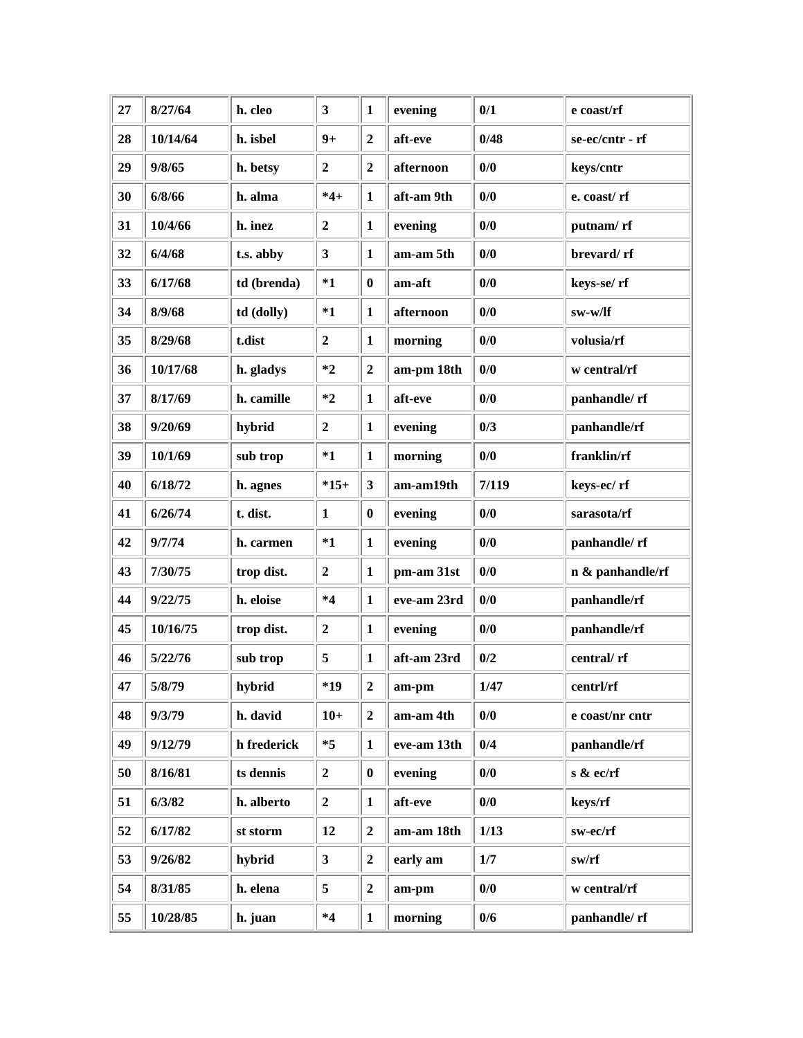| 27 | 8/27/64 | h. cleo | 3 | 1 | evening | 0/1 | e coast/rf |
|---|---|---|---|---|---|---|---|
| 28 | 10/14/64 | h. isbel | 9+ | 2 | aft-eve | 0/48 | se-ec/cntr - rf |
| 29 | 9/8/65 | h. betsy | 2 | 2 | afternoon | 0/0 | keys/cntr |
| 30 | 6/8/66 | h. alma | *4+ | 1 | aft-am 9th | 0/0 | e. coast/ rf |
| 31 | 10/4/66 | h. inez | 2 | 1 | evening | 0/0 | putnam/ rf |
| 32 | 6/4/68 | t.s. abby | 3 | 1 | am-am 5th | 0/0 | brevard/ rf |
| 33 | 6/17/68 | td (brenda) | *1 | 0 | am-aft | 0/0 | keys-se/ rf |
| 34 | 8/9/68 | td (dolly) | *1 | 1 | afternoon | 0/0 | sw-w/lf |
| 35 | 8/29/68 | t.dist | 2 | 1 | morning | 0/0 | volusia/rf |
| 36 | 10/17/68 | h. gladys | *2 | 2 | am-pm 18th | 0/0 | w central/rf |
| 37 | 8/17/69 | h. camille | *2 | 1 | aft-eve | 0/0 | panhandle/ rf |
| 38 | 9/20/69 | hybrid | 2 | 1 | evening | 0/3 | panhandle/rf |
| 39 | 10/1/69 | sub trop | *1 | 1 | morning | 0/0 | franklin/rf |
| 40 | 6/18/72 | h. agnes | *15+ | 3 | am-am19th | 7/119 | keys-ec/ rf |
| 41 | 6/26/74 | t. dist. | 1 | 0 | evening | 0/0 | sarasota/rf |
| 42 | 9/7/74 | h. carmen | *1 | 1 | evening | 0/0 | panhandle/ rf |
| 43 | 7/30/75 | trop dist. | 2 | 1 | pm-am 31st | 0/0 | n & panhandle/rf |
| 44 | 9/22/75 | h. eloise | *4 | 1 | eve-am 23rd | 0/0 | panhandle/rf |
| 45 | 10/16/75 | trop dist. | 2 | 1 | evening | 0/0 | panhandle/rf |
| 46 | 5/22/76 | sub trop | 5 | 1 | aft-am 23rd | 0/2 | central/ rf |
| 47 | 5/8/79 | hybrid | *19 | 2 | am-pm | 1/47 | centrl/rf |
| 48 | 9/3/79 | h. david | 10+ | 2 | am-am 4th | 0/0 | e coast/nr cntr |
| 49 | 9/12/79 | h frederick | *5 | 1 | eve-am 13th | 0/4 | panhandle/rf |
| 50 | 8/16/81 | ts dennis | 2 | 0 | evening | 0/0 | s & ec/rf |
| 51 | 6/3/82 | h. alberto | 2 | 1 | aft-eve | 0/0 | keys/rf |
| 52 | 6/17/82 | st storm | 12 | 2 | am-am 18th | 1/13 | sw-ec/rf |
| 53 | 9/26/82 | hybrid | 3 | 2 | early am | 1/7 | sw/rf |
| 54 | 8/31/85 | h. elena | 5 | 2 | am-pm | 0/0 | w central/rf |
| 55 | 10/28/85 | h. juan | *4 | 1 | morning | 0/6 | panhandle/ rf |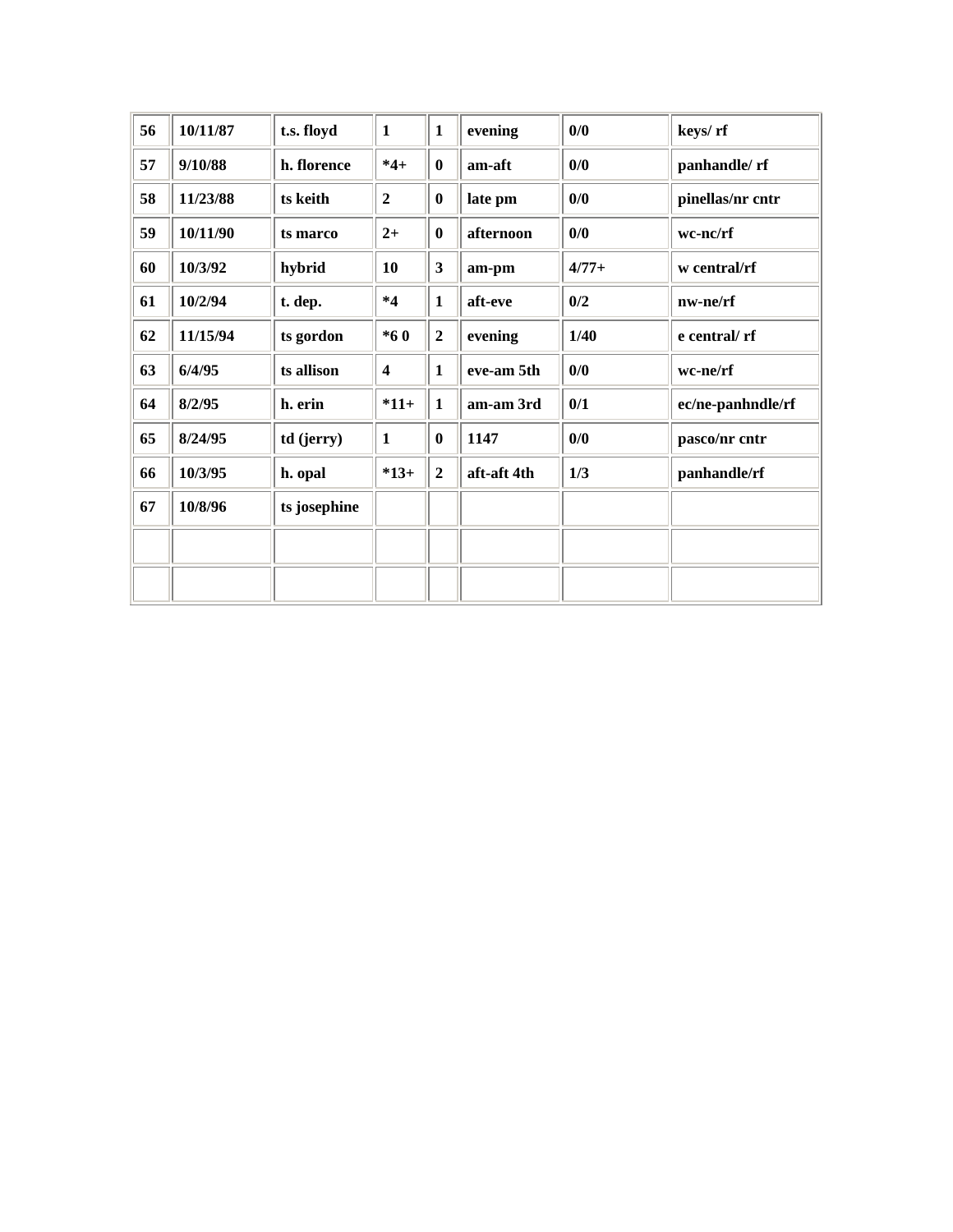| | | | | | | | |
|---|---|---|---|---|---|---|---|
| **56** | **10/11/87** | **t.s. floyd** | **1** | **1** | **evening** | **0/0** | **keys/ rf** |
| **57** | **9/10/88** | **h. florence** | ***4+** | **0** | **am-aft** | **0/0** | **panhandle/ rf** |
| **58** | **11/23/88** | **ts keith** | **2** | **0** | **late pm** | **0/0** | **pinellas/nr cntr** |
| **59** | **10/11/90** | **ts marco** | **2+** | **0** | **afternoon** | **0/0** | **wc-nc/rf** |
| **60** | **10/3/92** | **hybrid** | **10** | **3** | **am-pm** | **4/77+** | **w central/rf** |
| **61** | **10/2/94** | **t. dep.** | ***4** | **1** | **aft-eve** | **0/2** | **nw-ne/rf** |
| **62** | **11/15/94** | **ts gordon** | ***6 0** | **2** | **evening** | **1/40** | **e central/ rf** |
| **63** | **6/4/95** | **ts allison** | **4** | **1** | **eve-am 5th** | **0/0** | **wc-ne/rf** |
| **64** | **8/2/95** | **h. erin** | ***11+** | **1** | **am-am 3rd** | **0/1** | **ec/ne-panhndle/rf** |
| **65** | **8/24/95** | **td (jerry)** | **1** | **0** | **1147** | **0/0** | **pasco/nr cntr** |
| **66** | **10/3/95** | **h. opal** | ***13+** | **2** | **aft-aft 4th** | **1/3** | **panhandle/rf** |
| **67** | **10/8/96** | **ts josephine** | | | | | |
| | | | | | | | |
| | | | | | | | |